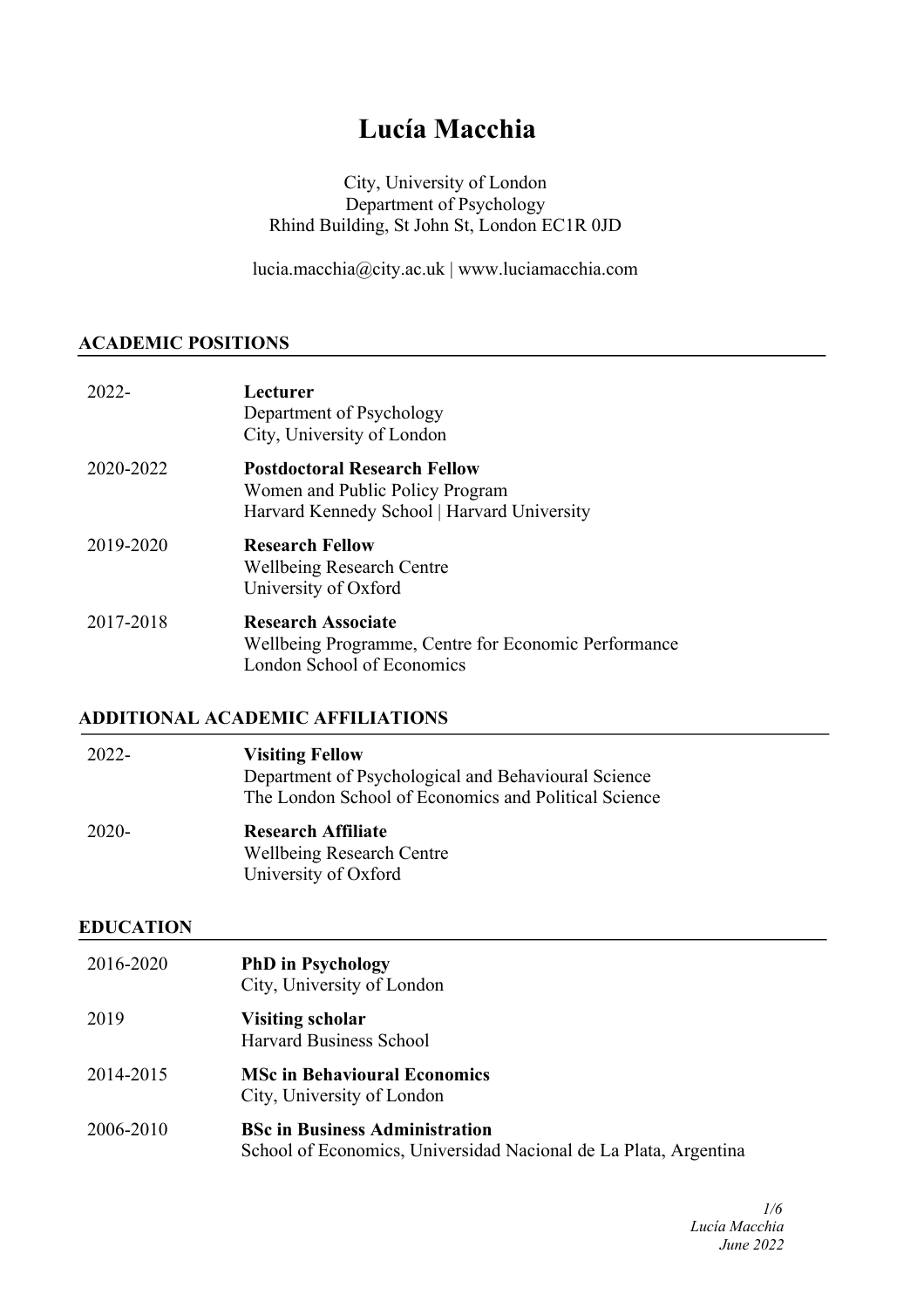# Lucía Macchia

City, University of London
Department of Psychology
Rhind Building, St John St, London EC1R 0JD

lucia.macchia@city.ac.uk | www.luciamacchia.com

## ACADEMIC POSITIONS

2022- **Lecturer**
Department of Psychology
City, University of London

2020-2022 **Postdoctoral Research Fellow**
Women and Public Policy Program
Harvard Kennedy School | Harvard University

2019-2020 **Research Fellow**
Wellbeing Research Centre
University of Oxford

2017-2018 **Research Associate**
Wellbeing Programme, Centre for Economic Performance
London School of Economics

## ADDITIONAL ACADEMIC AFFILIATIONS

2022- **Visiting Fellow**
Department of Psychological and Behavioural Science
The London School of Economics and Political Science

2020- **Research Affiliate**
Wellbeing Research Centre
University of Oxford

## EDUCATION

2016-2020 **PhD in Psychology**
City, University of London

2019 **Visiting scholar**
Harvard Business School

2014-2015 **MSc in Behavioural Economics**
City, University of London

2006-2010 **BSc in Business Administration**
School of Economics, Universidad Nacional de La Plata, Argentina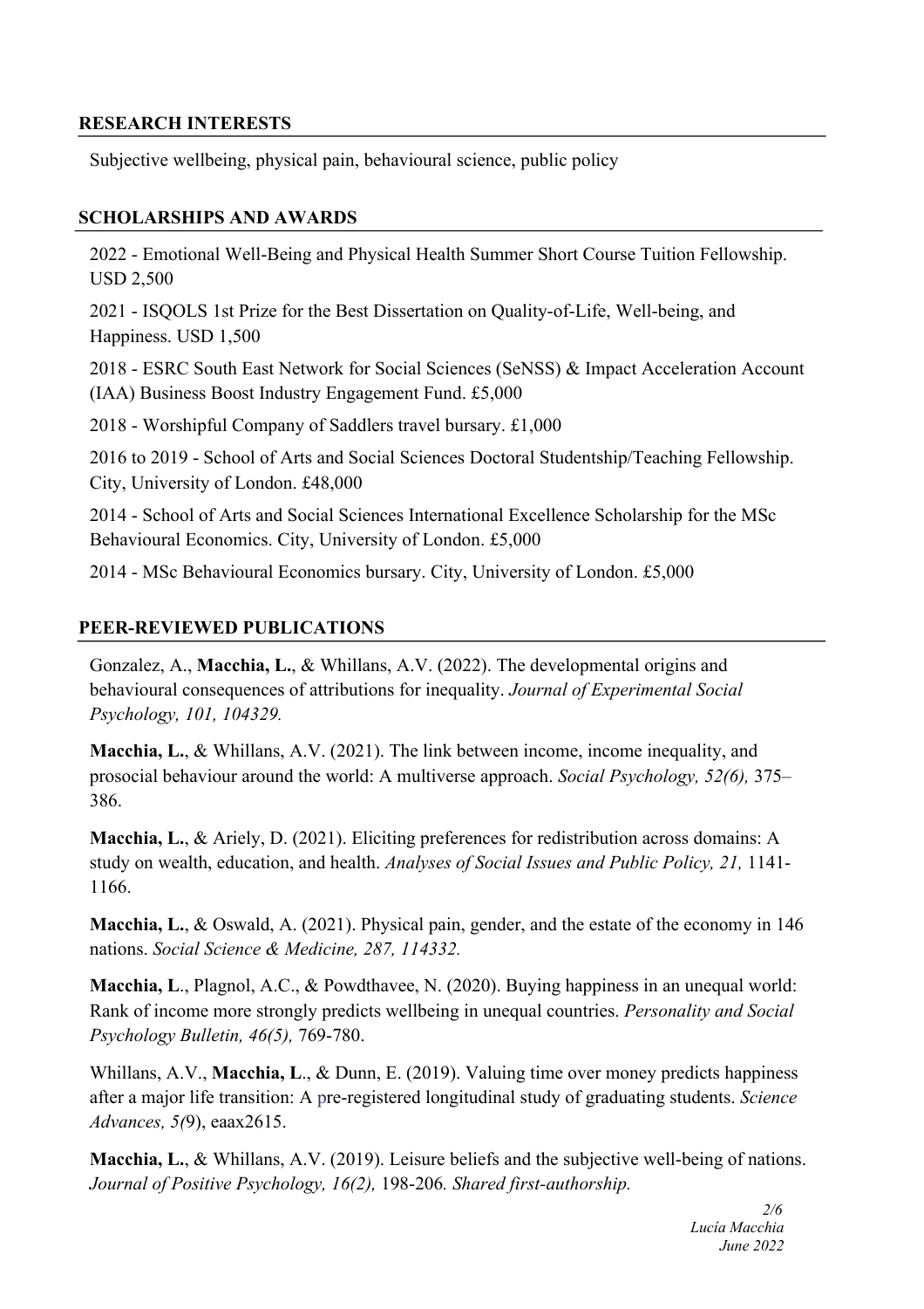## RESEARCH INTERESTS

Subjective wellbeing, physical pain, behavioural science, public policy

## SCHOLARSHIPS AND AWARDS

2022 - Emotional Well-Being and Physical Health Summer Short Course Tuition Fellowship. USD 2,500

2021 - ISQOLS 1st Prize for the Best Dissertation on Quality-of-Life, Well-being, and Happiness. USD 1,500

2018 - ESRC South East Network for Social Sciences (SeNSS) & Impact Acceleration Account (IAA) Business Boost Industry Engagement Fund. £5,000

2018 - Worshipful Company of Saddlers travel bursary. £1,000

2016 to 2019 - School of Arts and Social Sciences Doctoral Studentship/Teaching Fellowship. City, University of London. £48,000

2014 - School of Arts and Social Sciences International Excellence Scholarship for the MSc Behavioural Economics. City, University of London. £5,000

2014 - MSc Behavioural Economics bursary. City, University of London. £5,000

## PEER-REVIEWED PUBLICATIONS

Gonzalez, A., **Macchia, L.**, & Whillans, A.V. (2022). The developmental origins and behavioural consequences of attributions for inequality. *Journal of Experimental Social Psychology, 101, 104329.*

**Macchia, L.**, & Whillans, A.V. (2021). The link between income, income inequality, and prosocial behaviour around the world: A multiverse approach. *Social Psychology, 52(6),* 375–386.

**Macchia, L.**, & Ariely, D. (2021). Eliciting preferences for redistribution across domains: A study on wealth, education, and health. *Analyses of Social Issues and Public Policy, 21,* 1141-1166.

**Macchia, L.**, & Oswald, A. (2021). Physical pain, gender, and the estate of the economy in 146 nations. *Social Science & Medicine, 287, 114332.*

**Macchia, L**., Plagnol, A.C., & Powdthavee, N. (2020). Buying happiness in an unequal world: Rank of income more strongly predicts wellbeing in unequal countries. *Personality and Social Psychology Bulletin, 46(5),* 769-780.

Whillans, A.V., **Macchia, L**., & Dunn, E. (2019). Valuing time over money predicts happiness after a major life transition: A pre-registered longitudinal study of graduating students. *Science Advances, 5(*9), eaax2615.

**Macchia, L.**, & Whillans, A.V. (2019). Leisure beliefs and the subjective well-being of nations. *Journal of Positive Psychology, 16(2),* 198-206*. Shared first-authorship.*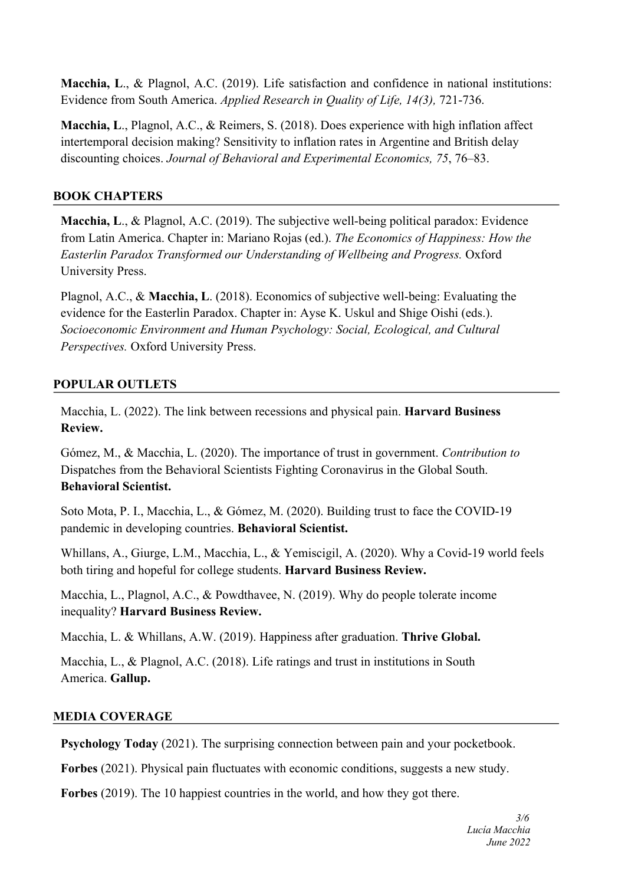**Macchia, L**., & Plagnol, A.C. (2019). Life satisfaction and confidence in national institutions: Evidence from South America. *Applied Research in Quality of Life, 14(3),* 721-736.

**Macchia, L**., Plagnol, A.C., & Reimers, S. (2018). Does experience with high inflation affect intertemporal decision making? Sensitivity to inflation rates in Argentine and British delay discounting choices. *Journal of Behavioral and Experimental Economics, 75*, 76–83.

## BOOK CHAPTERS

**Macchia, L**., & Plagnol, A.C. (2019). The subjective well-being political paradox: Evidence from Latin America. Chapter in: Mariano Rojas (ed.). *The Economics of Happiness: How the Easterlin Paradox Transformed our Understanding of Wellbeing and Progress.* Oxford University Press.

Plagnol, A.C., & **Macchia, L**. (2018). Economics of subjective well-being: Evaluating the evidence for the Easterlin Paradox. Chapter in: Ayse K. Uskul and Shige Oishi (eds.). *Socioeconomic Environment and Human Psychology: Social, Ecological, and Cultural Perspectives.* Oxford University Press.

## POPULAR OUTLETS

Macchia, L. (2022). The link between recessions and physical pain. **Harvard Business Review.**

Gómez, M., & Macchia, L. (2020). The importance of trust in government. *Contribution to* Dispatches from the Behavioral Scientists Fighting Coronavirus in the Global South. **Behavioral Scientist.**

Soto Mota, P. I., Macchia, L., & Gómez, M. (2020). Building trust to face the COVID-19 pandemic in developing countries. **Behavioral Scientist.**

Whillans, A., Giurge, L.M., Macchia, L., & Yemiscigil, A. (2020). Why a Covid-19 world feels both tiring and hopeful for college students. **Harvard Business Review.**

Macchia, L., Plagnol, A.C., & Powdthavee, N. (2019). Why do people tolerate income inequality? **Harvard Business Review.**

Macchia, L. & Whillans, A.W. (2019). Happiness after graduation. **Thrive Global.**

Macchia, L., & Plagnol, A.C. (2018). Life ratings and trust in institutions in South America. **Gallup.**

## MEDIA COVERAGE

**Psychology Today** (2021). The surprising connection between pain and your pocketbook.

**Forbes** (2021). Physical pain fluctuates with economic conditions, suggests a new study.

**Forbes** (2019). The 10 happiest countries in the world, and how they got there.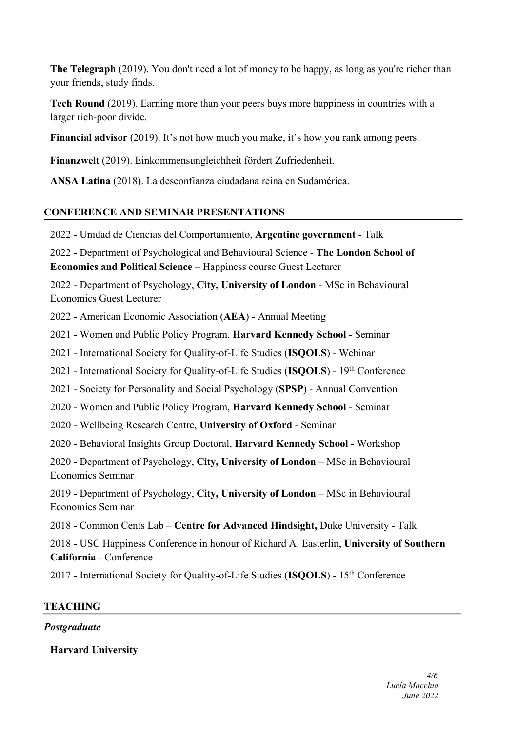**The Telegraph** (2019). You don't need a lot of money to be happy, as long as you're richer than your friends, study finds.

**Tech Round** (2019). Earning more than your peers buys more happiness in countries with a larger rich-poor divide.

**Financial advisor** (2019). It's not how much you make, it's how you rank among peers.

**Finanzwelt** (2019). Einkommensungleichheit fördert Zufriedenheit.

**ANSA Latina** (2018). La desconfianza ciudadana reina en Sudamérica.

## CONFERENCE AND SEMINAR PRESENTATIONS

2022 - Unidad de Ciencias del Comportamiento, **Argentine government** - Talk

2022 - Department of Psychological and Behavioural Science - **The London School of Economics and Political Science** – Happiness course Guest Lecturer

2022 - Department of Psychology, **City, University of London** - MSc in Behavioural Economics Guest Lecturer

2022 - American Economic Association (**AEA**) - Annual Meeting

2021 - Women and Public Policy Program, **Harvard Kennedy School** - Seminar

2021 - International Society for Quality-of-Life Studies (**ISQOLS**) - Webinar

2021 - International Society for Quality-of-Life Studies (**ISQOLS**) - 19th Conference

2021 - Society for Personality and Social Psychology (**SPSP**) - Annual Convention

2020 - Women and Public Policy Program, **Harvard Kennedy School** - Seminar

2020 - Wellbeing Research Centre, **University of Oxford** - Seminar

2020 - Behavioral Insights Group Doctoral, **Harvard Kennedy School** - Workshop

2020 - Department of Psychology, **City, University of London** – MSc in Behavioural Economics Seminar

2019 - Department of Psychology, **City, University of London** – MSc in Behavioural Economics Seminar

2018 - Common Cents Lab – **Centre for Advanced Hindsight,** Duke University - Talk

2018 - USC Happiness Conference in honour of Richard A. Easterlin, **University of Southern California -** Conference

2017 - International Society for Quality-of-Life Studies (**ISQOLS**) - 15th Conference

## TEACHING

***Postgraduate***

**Harvard University**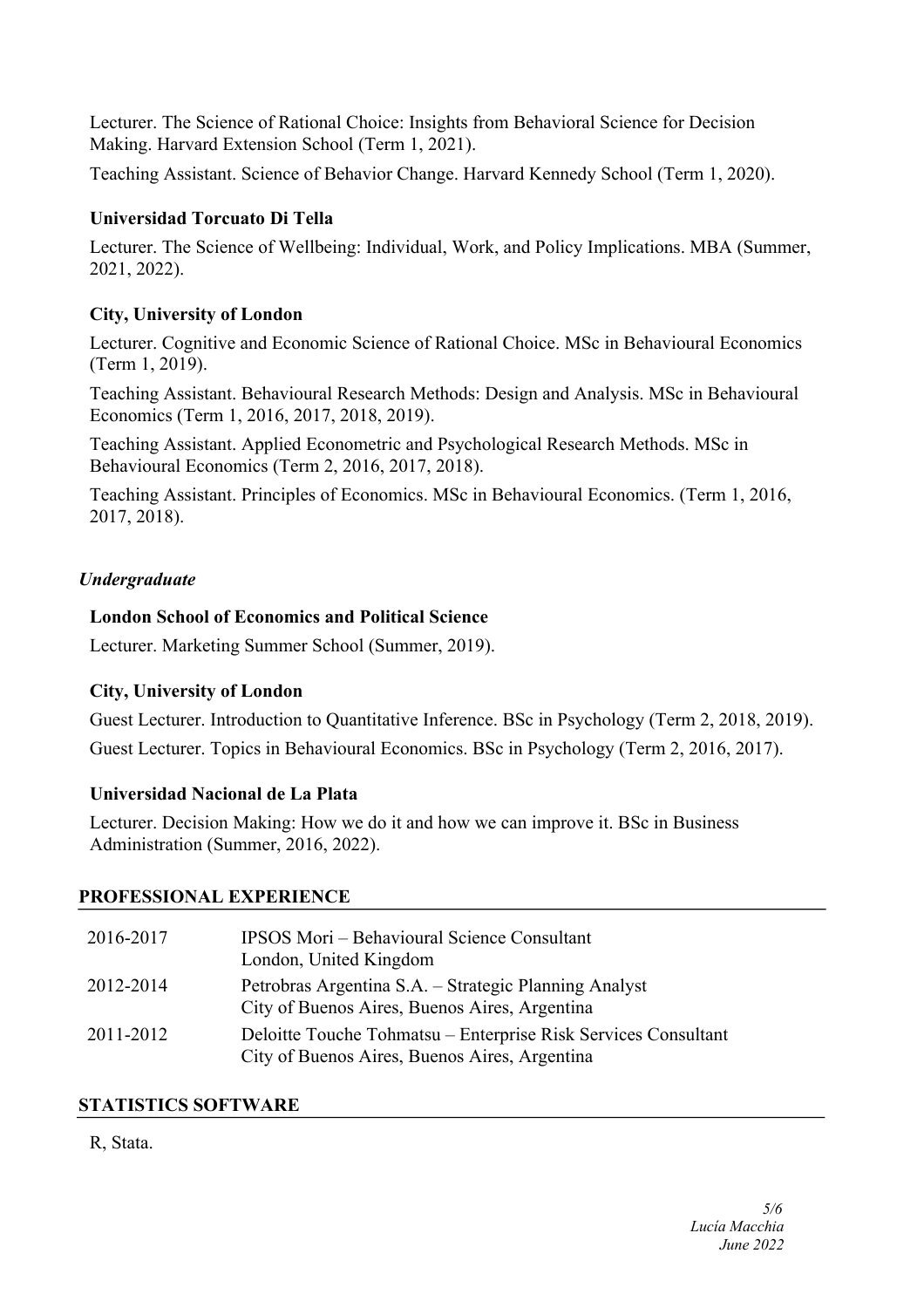Lecturer. The Science of Rational Choice: Insights from Behavioral Science for Decision Making. Harvard Extension School (Term 1, 2021).

Teaching Assistant. Science of Behavior Change. Harvard Kennedy School (Term 1, 2020).

**Universidad Torcuato Di Tella**

Lecturer. The Science of Wellbeing: Individual, Work, and Policy Implications. MBA (Summer, 2021, 2022).

**City, University of London**

Lecturer. Cognitive and Economic Science of Rational Choice. MSc in Behavioural Economics (Term 1, 2019).

Teaching Assistant. Behavioural Research Methods: Design and Analysis. MSc in Behavioural Economics (Term 1, 2016, 2017, 2018, 2019).

Teaching Assistant. Applied Econometric and Psychological Research Methods. MSc in Behavioural Economics (Term 2, 2016, 2017, 2018).

Teaching Assistant. Principles of Economics. MSc in Behavioural Economics. (Term 1, 2016, 2017, 2018).

*Undergraduate*

**London School of Economics and Political Science**

Lecturer. Marketing Summer School (Summer, 2019).

**City, University of London**

Guest Lecturer. Introduction to Quantitative Inference. BSc in Psychology (Term 2, 2018, 2019).

Guest Lecturer. Topics in Behavioural Economics. BSc in Psychology (Term 2, 2016, 2017).

**Universidad Nacional de La Plata**

Lecturer. Decision Making: How we do it and how we can improve it. BSc in Business Administration (Summer, 2016, 2022).

## PROFESSIONAL EXPERIENCE

| | |
|---|---|
| 2016-2017 | IPSOS Mori – Behavioural Science Consultant<br>London, United Kingdom |
| 2012-2014 | Petrobras Argentina S.A. – Strategic Planning Analyst<br>City of Buenos Aires, Buenos Aires, Argentina |
| 2011-2012 | Deloitte Touche Tohmatsu – Enterprise Risk Services Consultant<br>City of Buenos Aires, Buenos Aires, Argentina |

## STATISTICS SOFTWARE

R, Stata.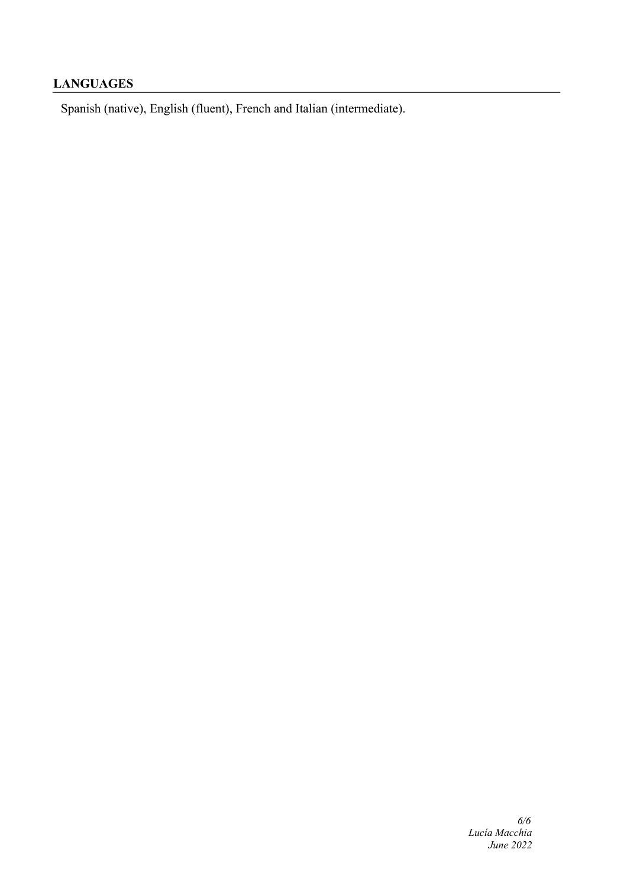## LANGUAGES

Spanish (native), English (fluent), French and Italian (intermediate).